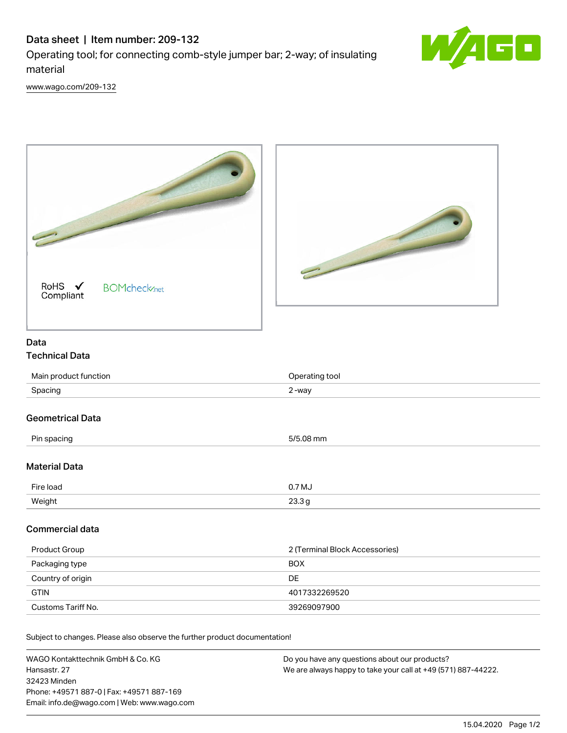# Data sheet | Item number: 209-132

Operating tool; for connecting comb-style jumper bar; 2-way; of insulating material

www.wago.com/209-132

RoHS Compliant BOMcheck.net

## Data

### Technical Data

| | |
|---|---|
| Main product function | Operating tool |
| Spacing | 2-way |

### Geometrical Data

| | |
|---|---|
| Pin spacing | 5/5.08 mm |

### Material Data

| | |
|---|---|
| Fire load | 0.7 MJ |
| Weight | 23.3 g |

### Commercial data

| | |
|---|---|
| Product Group | 2 (Terminal Block Accessories) |
| Packaging type | BOX |
| Country of origin | DE |
| GTIN | 4017332269520 |
| Customs Tariff No. | 39269097900 |

Subject to changes. Please also observe the further product documentation!

WAGO Kontakttechnik GmbH & Co. KG
Hansastr. 27
32423 Minden
Phone: +49571 887-0 | Fax: +49571 887-169
Email: info.de@wago.com | Web: www.wago.com

Do you have any questions about our products?
We are always happy to take your call at +49 (571) 887-44222.

15.04.2020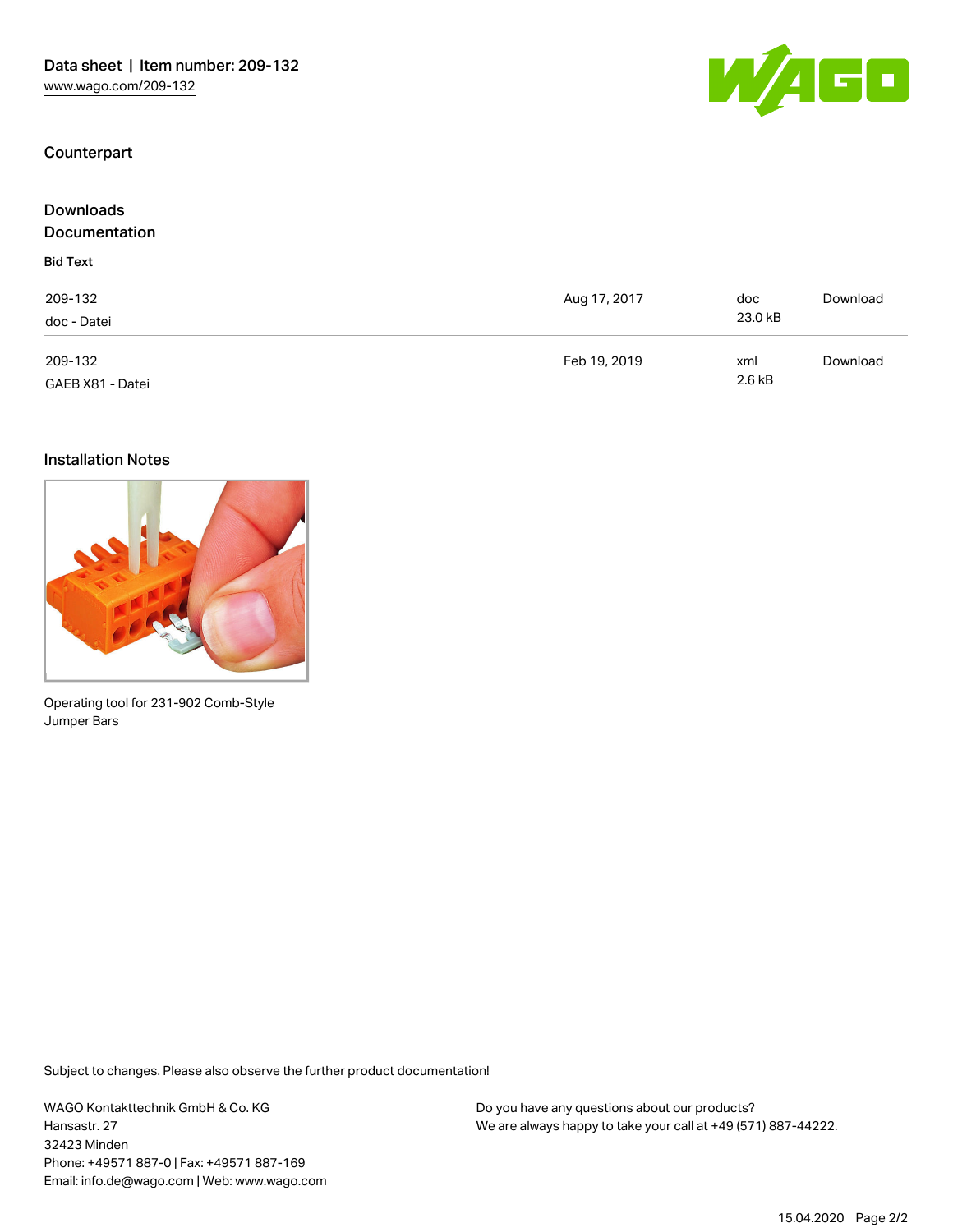## Counterpart

## Downloads
## Documentation

**Bid Text**

| | | | |
|---|---|---|---|
| 209-132<br>doc - Datei | Aug 17, 2017 | doc<br>23.0 kB | Download |
| 209-132<br>GAEB X81 - Datei | Feb 19, 2019 | xml<br>2.6 kB | Download |

## Installation Notes

Operating tool for 231-902 Comb-Style Jumper Bars

Subject to changes. Please also observe the further product documentation!

WAGO Kontakttechnik GmbH & Co. KG
Hansastr. 27
32423 Minden
Phone: +49571 887-0 | Fax: +49571 887-169
Email: info.de@wago.com | Web: www.wago.com

Do you have any questions about our products?
We are always happy to take your call at +49 (571) 887-44222.

15.04.2020